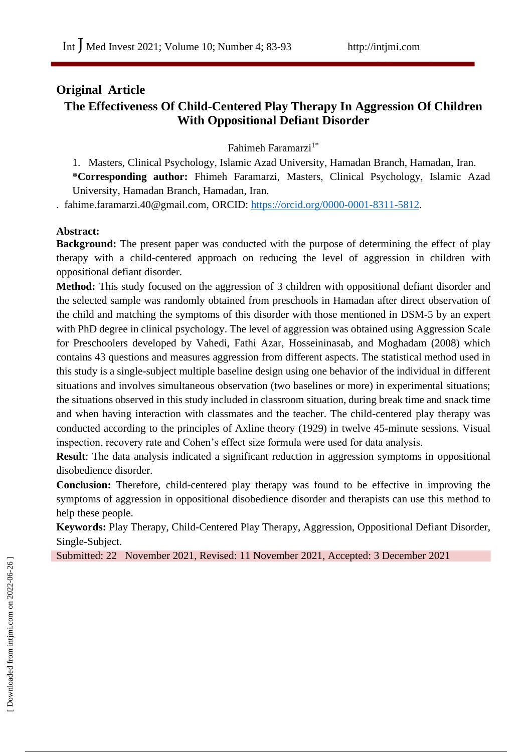## Original Article

# The Effectiveness Of Child-Centered Play Therapy In Aggression Of Children With Oppositional Defiant Disorder

Fahimeh Faramarzi[1*]

1. Masters, Clinical Psychology, Islamic Azad University, Hamadan Branch, Hamadan, Iran.

**\*Corresponding author:** Fhimeh Faramarzi, Masters, Clinical Psychology, Islamic Azad University, Hamadan Branch, Hamadan, Iran.

. fahime.faramarzi.40@gmail.com, ORCID: https://orcid.org/0000-0001-8311-5812.

**Abstract:**

**Background:** The present paper was conducted with the purpose of determining the effect of play therapy with a child-centered approach on reducing the level of aggression in children with oppositional defiant disorder.

**Method:** This study focused on the aggression of 3 children with oppositional defiant disorder and the selected sample was randomly obtained from preschools in Hamadan after direct observation of the child and matching the symptoms of this disorder with those mentioned in DSM-5 by an expert with PhD degree in clinical psychology. The level of aggression was obtained using Aggression Scale for Preschoolers developed by Vahedi, Fathi Azar, Hosseininasab, and Moghadam (2008) which contains 43 questions and measures aggression from different aspects. The statistical method used in this study is a single-subject multiple baseline design using one behavior of the individual in different situations and involves simultaneous observation (two baselines or more) in experimental situations; the situations observed in this study included in classroom situation, during break time and snack time and when having interaction with classmates and the teacher. The child-centered play therapy was conducted according to the principles of Axline theory (1929) in twelve 45-minute sessions. Visual inspection, recovery rate and Cohen's effect size formula were used for data analysis.

**Result**: The data analysis indicated a significant reduction in aggression symptoms in oppositional disobedience disorder.

**Conclusion:** Therefore, child-centered play therapy was found to be effective in improving the symptoms of aggression in oppositional disobedience disorder and therapists can use this method to help these people.

**Keywords:** Play Therapy, Child-Centered Play Therapy, Aggression, Oppositional Defiant Disorder, Single-Subject.

Submitted: 22 November 2021, Revised: 11 November 2021, Accepted: 3 December 2021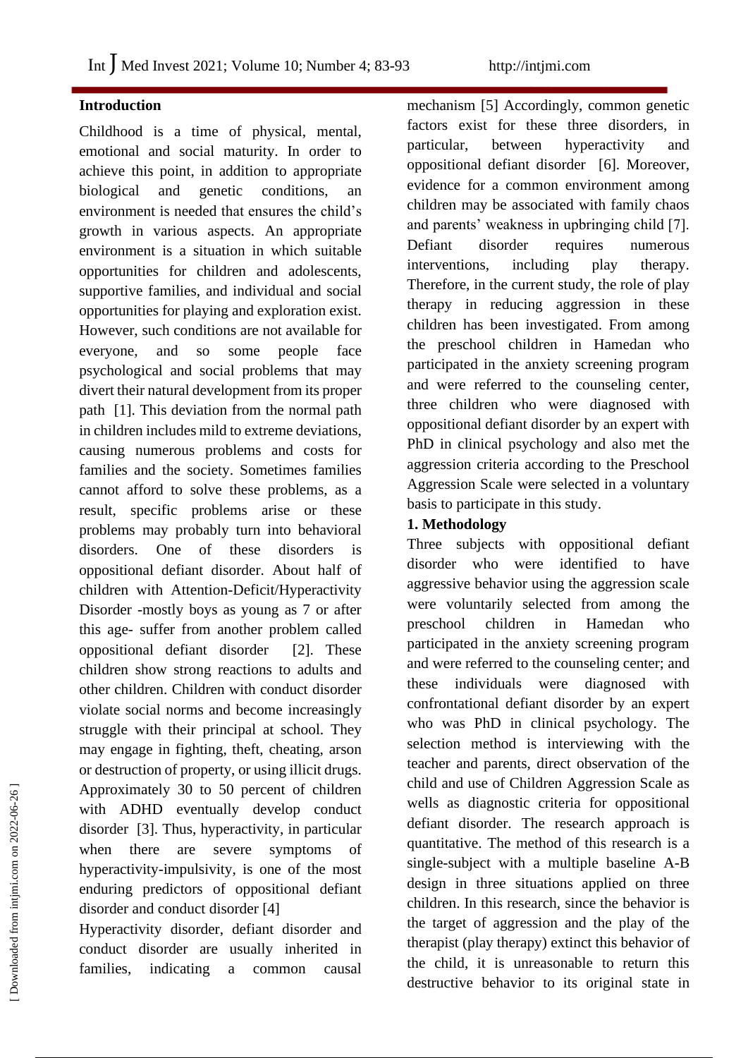## Introduction

Childhood is a time of physical, mental, emotional and social maturity. In order to achieve this point, in addition to appropriate biological and genetic conditions, an environment is needed that ensures the child's growth in various aspects. An appropriate environment is a situation in which suitable opportunities for children and adolescents, supportive families, and individual and social opportunities for playing and exploration exist. However, such conditions are not available for everyone, and so some people face psychological and social problems that may divert their natural development from its proper path [1]. This deviation from the normal path in children includes mild to extreme deviations, causing numerous problems and costs for families and the society. Sometimes families cannot afford to solve these problems, as a result, specific problems arise or these problems may probably turn into behavioral disorders. One of these disorders is oppositional defiant disorder. About half of children with Attention-Deficit/Hyperactivity Disorder -mostly boys as young as 7 or after this age- suffer from another problem called oppositional defiant disorder [2]. These children show strong reactions to adults and other children. Children with conduct disorder violate social norms and become increasingly struggle with their principal at school. They may engage in fighting, theft, cheating, arson or destruction of property, or using illicit drugs. Approximately 30 to 50 percent of children with ADHD eventually develop conduct disorder [3]. Thus, hyperactivity, in particular when there are severe symptoms of hyperactivity-impulsivity, is one of the most enduring predictors of oppositional defiant disorder and conduct disorder [4]

Hyperactivity disorder, defiant disorder and conduct disorder are usually inherited in families, indicating a common causal mechanism [5] Accordingly, common genetic factors exist for these three disorders, in particular, between hyperactivity and oppositional defiant disorder [6]. Moreover, evidence for a common environment among children may be associated with family chaos and parents' weakness in upbringing child [7]. Defiant disorder requires numerous interventions, including play therapy. Therefore, in the current study, the role of play therapy in reducing aggression in these children has been investigated. From among the preschool children in Hamedan who participated in the anxiety screening program and were referred to the counseling center, three children who were diagnosed with oppositional defiant disorder by an expert with PhD in clinical psychology and also met the aggression criteria according to the Preschool Aggression Scale were selected in a voluntary basis to participate in this study.

## 1. Methodology

Three subjects with oppositional defiant disorder who were identified to have aggressive behavior using the aggression scale were voluntarily selected from among the preschool children in Hamedan who participated in the anxiety screening program and were referred to the counseling center; and these individuals were diagnosed with confrontational defiant disorder by an expert who was PhD in clinical psychology. The selection method is interviewing with the teacher and parents, direct observation of the child and use of Children Aggression Scale as wells as diagnostic criteria for oppositional defiant disorder. The research approach is quantitative. The method of this research is a single-subject with a multiple baseline A-B design in three situations applied on three children. In this research, since the behavior is the target of aggression and the play of the therapist (play therapy) extinct this behavior of the child, it is unreasonable to return this destructive behavior to its original state in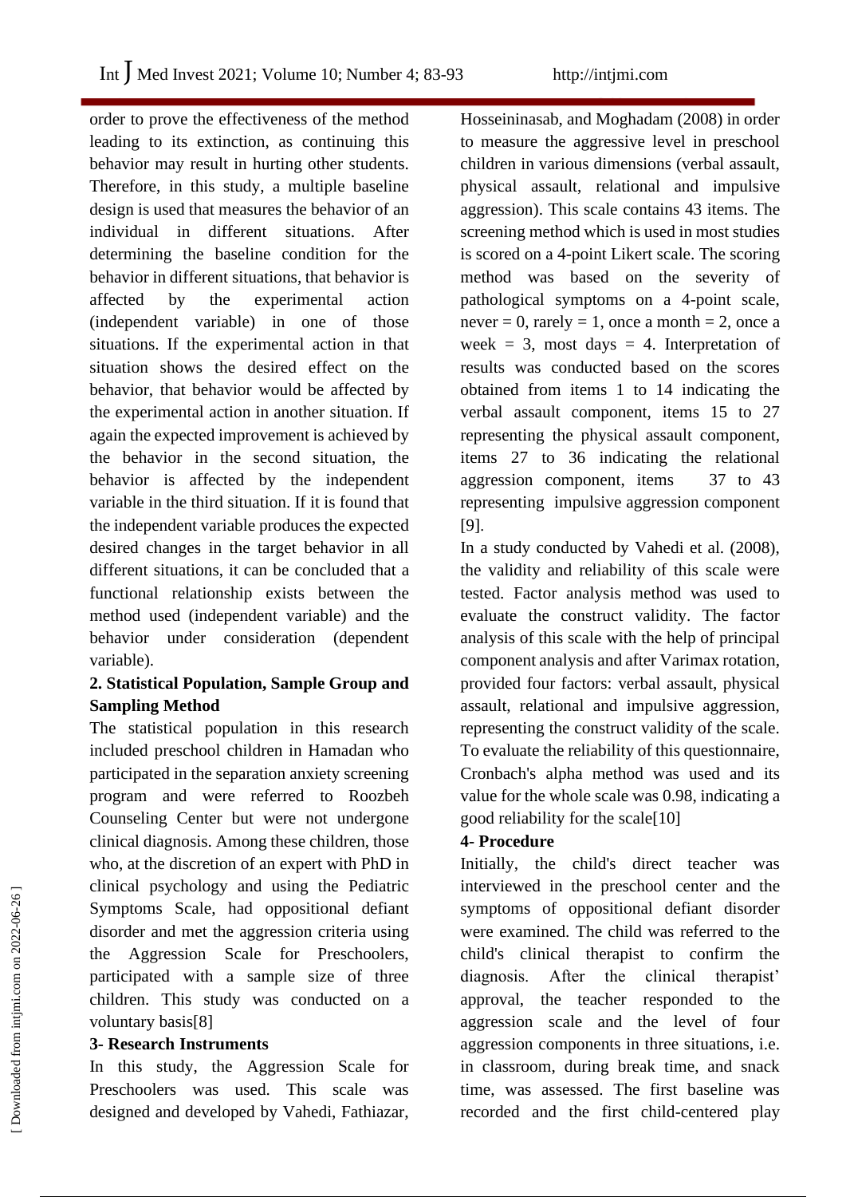order to prove the effectiveness of the method leading to its extinction, as continuing this behavior may result in hurting other students. Therefore, in this study, a multiple baseline design is used that measures the behavior of an individual in different situations. After determining the baseline condition for the behavior in different situations, that behavior is affected by the experimental action (independent variable) in one of those situations. If the experimental action in that situation shows the desired effect on the behavior, that behavior would be affected by the experimental action in another situation. If again the expected improvement is achieved by the behavior in the second situation, the behavior is affected by the independent variable in the third situation. If it is found that the independent variable produces the expected desired changes in the target behavior in all different situations, it can be concluded that a functional relationship exists between the method used (independent variable) and the behavior under consideration (dependent variable).

**2. Statistical Population, Sample Group and Sampling Method**

The statistical population in this research included preschool children in Hamadan who participated in the separation anxiety screening program and were referred to Roozbeh Counseling Center but were not undergone clinical diagnosis. Among these children, those who, at the discretion of an expert with PhD in clinical psychology and using the Pediatric Symptoms Scale, had oppositional defiant disorder and met the aggression criteria using the Aggression Scale for Preschoolers, participated with a sample size of three children. This study was conducted on a voluntary basis[8]

**3- Research Instruments**

In this study, the Aggression Scale for Preschoolers was used. This scale was designed and developed by Vahedi, Fathiazar, Hosseininasab, and Moghadam (2008) in order to measure the aggressive level in preschool children in various dimensions (verbal assault, physical assault, relational and impulsive aggression). This scale contains 43 items. The screening method which is used in most studies is scored on a 4-point Likert scale. The scoring method was based on the severity of pathological symptoms on a 4-point scale, never = 0, rarely = 1, once a month = 2, once a week = 3, most days = 4. Interpretation of results was conducted based on the scores obtained from items 1 to 14 indicating the verbal assault component, items 15 to 27 representing the physical assault component, items 27 to 36 indicating the relational aggression component, items 37 to 43 representing impulsive aggression component [9].

In a study conducted by Vahedi et al. (2008), the validity and reliability of this scale were tested. Factor analysis method was used to evaluate the construct validity. The factor analysis of this scale with the help of principal component analysis and after Varimax rotation, provided four factors: verbal assault, physical assault, relational and impulsive aggression, representing the construct validity of the scale. To evaluate the reliability of this questionnaire, Cronbach's alpha method was used and its value for the whole scale was 0.98, indicating a good reliability for the scale[10]

**4- Procedure**

Initially, the child's direct teacher was interviewed in the preschool center and the symptoms of oppositional defiant disorder were examined. The child was referred to the child's clinical therapist to confirm the diagnosis. After the clinical therapist' approval, the teacher responded to the aggression scale and the level of four aggression components in three situations, i.e. in classroom, during break time, and snack time, was assessed. The first baseline was recorded and the first child-centered play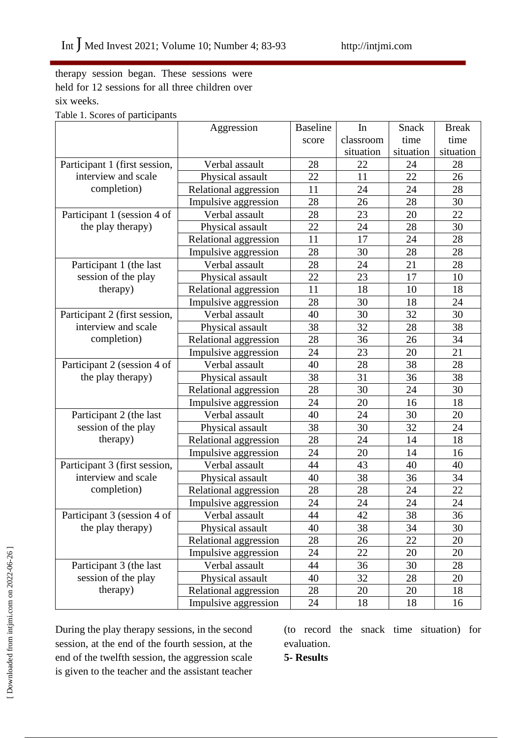therapy session began. These sessions were held for 12 sessions for all three children over six weeks.

Table 1. Scores of participants

| | Aggression | Baseline score | In classroom situation | Snack time situation | Break time situation |
|---|---|---|---|---|---|
| Participant 1 (first session, interview and scale completion) | Verbal assault | 28 | 22 | 24 | 28 |
| | Physical assault | 22 | 11 | 22 | 26 |
| | Relational aggression | 11 | 24 | 24 | 28 |
| | Impulsive aggression | 28 | 26 | 28 | 30 |
| Participant 1 (session 4 of the play therapy) | Verbal assault | 28 | 23 | 20 | 22 |
| | Physical assault | 22 | 24 | 28 | 30 |
| | Relational aggression | 11 | 17 | 24 | 28 |
| | Impulsive aggression | 28 | 30 | 28 | 28 |
| Participant 1 (the last session of the play therapy) | Verbal assault | 28 | 24 | 21 | 28 |
| | Physical assault | 22 | 23 | 17 | 10 |
| | Relational aggression | 11 | 18 | 10 | 18 |
| | Impulsive aggression | 28 | 30 | 18 | 24 |
| Participant 2 (first session, interview and scale completion) | Verbal assault | 40 | 30 | 32 | 30 |
| | Physical assault | 38 | 32 | 28 | 38 |
| | Relational aggression | 28 | 36 | 26 | 34 |
| | Impulsive aggression | 24 | 23 | 20 | 21 |
| Participant 2 (session 4 of the play therapy) | Verbal assault | 40 | 28 | 38 | 28 |
| | Physical assault | 38 | 31 | 36 | 38 |
| | Relational aggression | 28 | 30 | 24 | 30 |
| | Impulsive aggression | 24 | 20 | 16 | 18 |
| Participant 2 (the last session of the play therapy) | Verbal assault | 40 | 24 | 30 | 20 |
| | Physical assault | 38 | 30 | 32 | 24 |
| | Relational aggression | 28 | 24 | 14 | 18 |
| | Impulsive aggression | 24 | 20 | 14 | 16 |
| Participant 3 (first session, interview and scale completion) | Verbal assault | 44 | 43 | 40 | 40 |
| | Physical assault | 40 | 38 | 36 | 34 |
| | Relational aggression | 28 | 28 | 24 | 22 |
| | Impulsive aggression | 24 | 24 | 24 | 24 |
| Participant 3 (session 4 of the play therapy) | Verbal assault | 44 | 42 | 38 | 36 |
| | Physical assault | 40 | 38 | 34 | 30 |
| | Relational aggression | 28 | 26 | 22 | 20 |
| | Impulsive aggression | 24 | 22 | 20 | 20 |
| Participant 3 (the last session of the play therapy) | Verbal assault | 44 | 36 | 30 | 28 |
| | Physical assault | 40 | 32 | 28 | 20 |
| | Relational aggression | 28 | 20 | 20 | 18 |
| | Impulsive aggression | 24 | 18 | 18 | 16 |

During the play therapy sessions, in the second session, at the end of the fourth session, at the end of the twelfth session, the aggression scale is given to the teacher and the assistant teacher (to record the snack time situation) for evaluation.

## 5- Results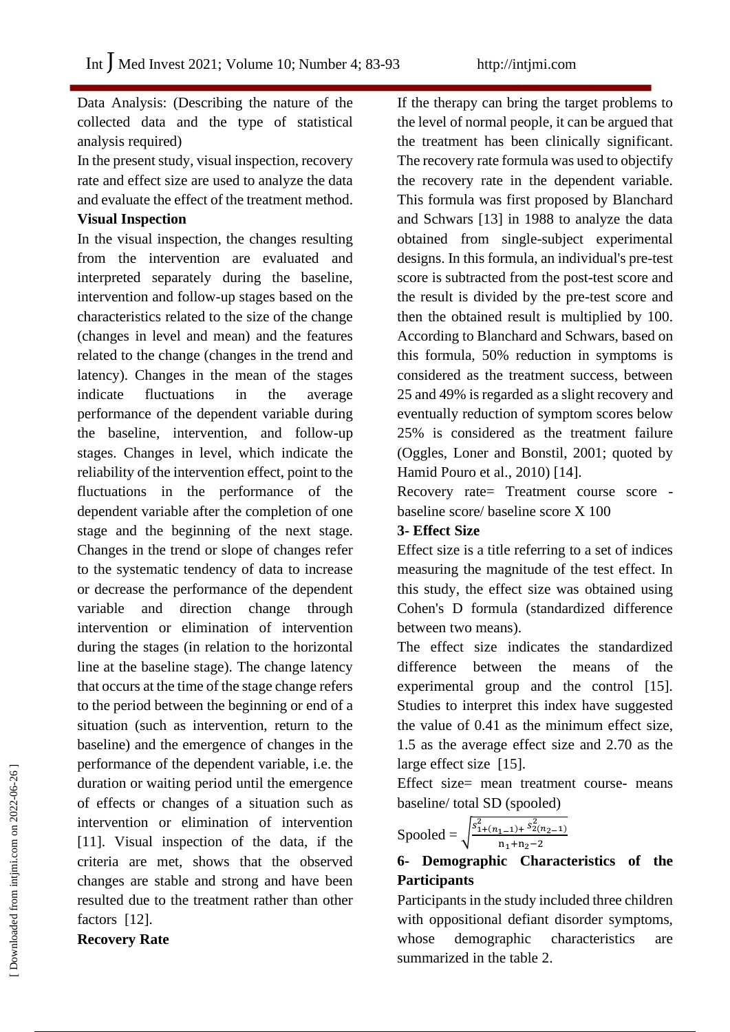Data Analysis: (Describing the nature of the collected data and the type of statistical analysis required)

In the present study, visual inspection, recovery rate and effect size are used to analyze the data and evaluate the effect of the treatment method.

**Visual Inspection**

In the visual inspection, the changes resulting from the intervention are evaluated and interpreted separately during the baseline, intervention and follow-up stages based on the characteristics related to the size of the change (changes in level and mean) and the features related to the change (changes in the trend and latency). Changes in the mean of the stages indicate fluctuations in the average performance of the dependent variable during the baseline, intervention, and follow-up stages. Changes in level, which indicate the reliability of the intervention effect, point to the fluctuations in the performance of the dependent variable after the completion of one stage and the beginning of the next stage. Changes in the trend or slope of changes refer to the systematic tendency of data to increase or decrease the performance of the dependent variable and direction change through intervention or elimination of intervention during the stages (in relation to the horizontal line at the baseline stage). The change latency that occurs at the time of the stage change refers to the period between the beginning or end of a situation (such as intervention, return to the baseline) and the emergence of changes in the performance of the dependent variable, i.e. the duration or waiting period until the emergence of effects or changes of a situation such as intervention or elimination of intervention [11]. Visual inspection of the data, if the criteria are met, shows that the observed changes are stable and strong and have been resulted due to the treatment rather than other factors [12].

**Recovery Rate**

If the therapy can bring the target problems to the level of normal people, it can be argued that the treatment has been clinically significant. The recovery rate formula was used to objectify the recovery rate in the dependent variable. This formula was first proposed by Blanchard and Schwars [13] in 1988 to analyze the data obtained from single-subject experimental designs. In this formula, an individual's pre-test score is subtracted from the post-test score and the result is divided by the pre-test score and then the obtained result is multiplied by 100. According to Blanchard and Schwars, based on this formula, 50% reduction in symptoms is considered as the treatment success, between 25 and 49% is regarded as a slight recovery and eventually reduction of symptom scores below 25% is considered as the treatment failure (Oggles, Loner and Bonstil, 2001; quoted by Hamid Pouro et al., 2010) [14].

Recovery rate= Treatment course score - baseline score/ baseline score X 100

**3- Effect Size**

Effect size is a title referring to a set of indices measuring the magnitude of the test effect. In this study, the effect size was obtained using Cohen's D formula (standardized difference between two means).

The effect size indicates the standardized difference between the means of the experimental group and the control [15]. Studies to interpret this index have suggested the value of 0.41 as the minimum effect size, 1.5 as the average effect size and 2.70 as the large effect size [15].

Effect size= mean treatment course- means baseline/ total SD (spooled)

$$\text{Spooled} = \sqrt{\frac{s_{1+(n_1-1)+}^2 \; s_{2(n_2-1)}^2}{n_1+n_2-2}}$$

**6- Demographic Characteristics of the Participants**

Participants in the study included three children with oppositional defiant disorder symptoms, whose demographic characteristics are summarized in the table 2.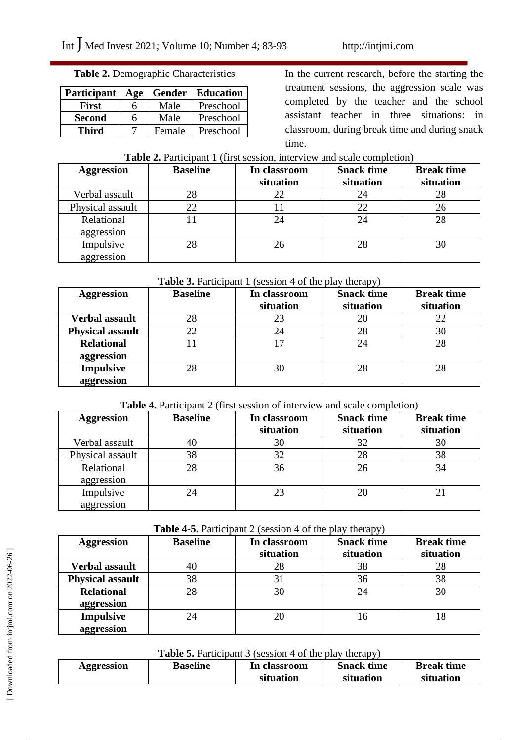**Table 2.** Demographic Characteristics

| Participant | Age | Gender | Education |
|---|---|---|---|
| **First** | 6 | Male | Preschool |
| **Second** | 6 | Male | Preschool |
| **Third** | 7 | Female | Preschool |

In the current research, before the starting the treatment sessions, the aggression scale was completed by the teacher and the school assistant teacher in three situations: in classroom, during break time and during snack time.

**Table 2.** Participant 1 (first session, interview and scale completion)

| Aggression | Baseline | In classroom situation | Snack time situation | Break time situation |
|---|---|---|---|---|
| Verbal assault | 28 | 22 | 24 | 28 |
| Physical assault | 22 | 11 | 22 | 26 |
| Relational aggression | 11 | 24 | 24 | 28 |
| Impulsive aggression | 28 | 26 | 28 | 30 |

**Table 3.** Participant 1 (session 4 of the play therapy)

| Aggression | Baseline | In classroom situation | Snack time situation | Break time situation |
|---|---|---|---|---|
| **Verbal assault** | 28 | 23 | 20 | 22 |
| **Physical assault** | 22 | 24 | 28 | 30 |
| **Relational aggression** | 11 | 17 | 24 | 28 |
| **Impulsive aggression** | 28 | 30 | 28 | 28 |

**Table 4.** Participant 2 (first session of interview and scale completion)

| Aggression | Baseline | In classroom situation | Snack time situation | Break time situation |
|---|---|---|---|---|
| Verbal assault | 40 | 30 | 32 | 30 |
| Physical assault | 38 | 32 | 28 | 38 |
| Relational aggression | 28 | 36 | 26 | 34 |
| Impulsive aggression | 24 | 23 | 20 | 21 |

**Table 4-5.** Participant 2 (session 4 of the play therapy)

| Aggression | Baseline | In classroom situation | Snack time situation | Break time situation |
|---|---|---|---|---|
| **Verbal assault** | 40 | 28 | 38 | 28 |
| **Physical assault** | 38 | 31 | 36 | 38 |
| **Relational aggression** | 28 | 30 | 24 | 30 |
| **Impulsive aggression** | 24 | 20 | 16 | 18 |

**Table 5.** Participant 3 (session 4 of the play therapy)

| Aggression | Baseline | In classroom situation | Snack time situation | Break time situation |
|---|---|---|---|---|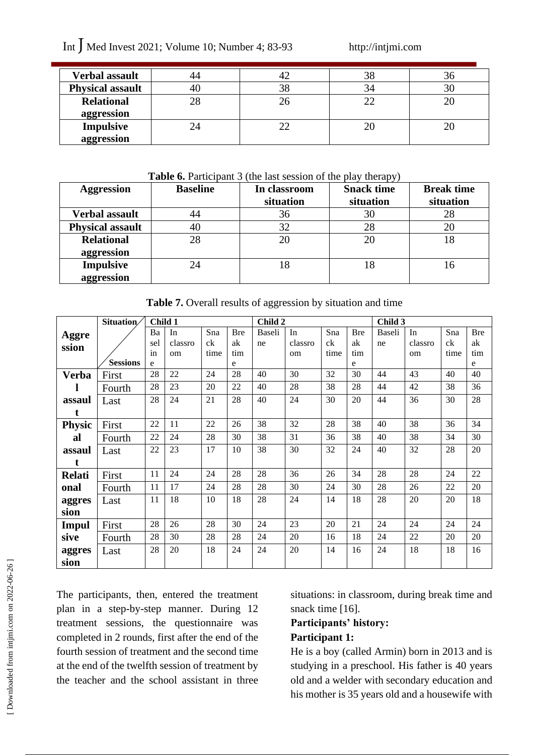| Verbal assault | 44 | 42 | 38 | 36 |
|---|---|---|---|---|
| Physical assault | 40 | 38 | 34 | 30 |
| Relational aggression | 28 | 26 | 22 | 20 |
| Impulsive aggression | 24 | 22 | 20 | 20 |

**Table 6.** Participant 3 (the last session of the play therapy)

| Aggression | Baseline | In classroom situation | Snack time situation | Break time situation |
|---|---|---|---|---|
| Verbal assault | 44 | 36 | 30 | 28 |
| Physical assault | 40 | 32 | 28 | 20 |
| Relational aggression | 28 | 20 | 20 | 18 |
| Impulsive aggression | 24 | 18 | 18 | 16 |

**Table 7.** Overall results of aggression by situation and time

| Aggression | Situation / Sessions | Child 1 | | | | Child 2 | | | | Child 3 | | | |
|---|---|---|---|---|---|---|---|---|---|---|---|---|---|
| | | Baseline | In classroom | Snack time | Break time | Baseline | In classroom | Snack time | Break time | Baseline | In classroom | Snack time | Break time |
| Verbal assault | First | 28 | 22 | 24 | 28 | 40 | 30 | 32 | 30 | 44 | 43 | 40 | 40 |
| | Fourth | 28 | 23 | 20 | 22 | 40 | 28 | 38 | 28 | 44 | 42 | 38 | 36 |
| | Last | 28 | 24 | 21 | 28 | 40 | 24 | 30 | 20 | 44 | 36 | 30 | 28 |
| Physical assault | First | 22 | 11 | 22 | 26 | 38 | 32 | 28 | 38 | 40 | 38 | 36 | 34 |
| | Fourth | 22 | 24 | 28 | 30 | 38 | 31 | 36 | 38 | 40 | 38 | 34 | 30 |
| | Last | 22 | 23 | 17 | 10 | 38 | 30 | 32 | 24 | 40 | 32 | 28 | 20 |
| Relational aggression | First | 11 | 24 | 24 | 28 | 28 | 36 | 26 | 34 | 28 | 28 | 24 | 22 |
| | Fourth | 11 | 17 | 24 | 28 | 28 | 30 | 24 | 30 | 28 | 26 | 22 | 20 |
| | Last | 11 | 18 | 10 | 18 | 28 | 24 | 14 | 18 | 28 | 20 | 20 | 18 |
| Impulsive aggression | First | 28 | 26 | 28 | 30 | 24 | 23 | 20 | 21 | 24 | 24 | 24 | 24 |
| | Fourth | 28 | 30 | 28 | 28 | 24 | 20 | 16 | 18 | 24 | 22 | 20 | 20 |
| | Last | 28 | 20 | 18 | 24 | 24 | 20 | 14 | 16 | 24 | 18 | 18 | 16 |

The participants, then, entered the treatment plan in a step-by-step manner. During 12 treatment sessions, the questionnaire was completed in 2 rounds, first after the end of the fourth session of treatment and the second time at the end of the twelfth session of treatment by the teacher and the school assistant in three situations: in classroom, during break time and snack time [16].

**Participants' history:**

**Participant 1:**

He is a boy (called Armin) born in 2013 and is studying in a preschool. His father is 40 years old and a welder with secondary education and his mother is 35 years old and a housewife with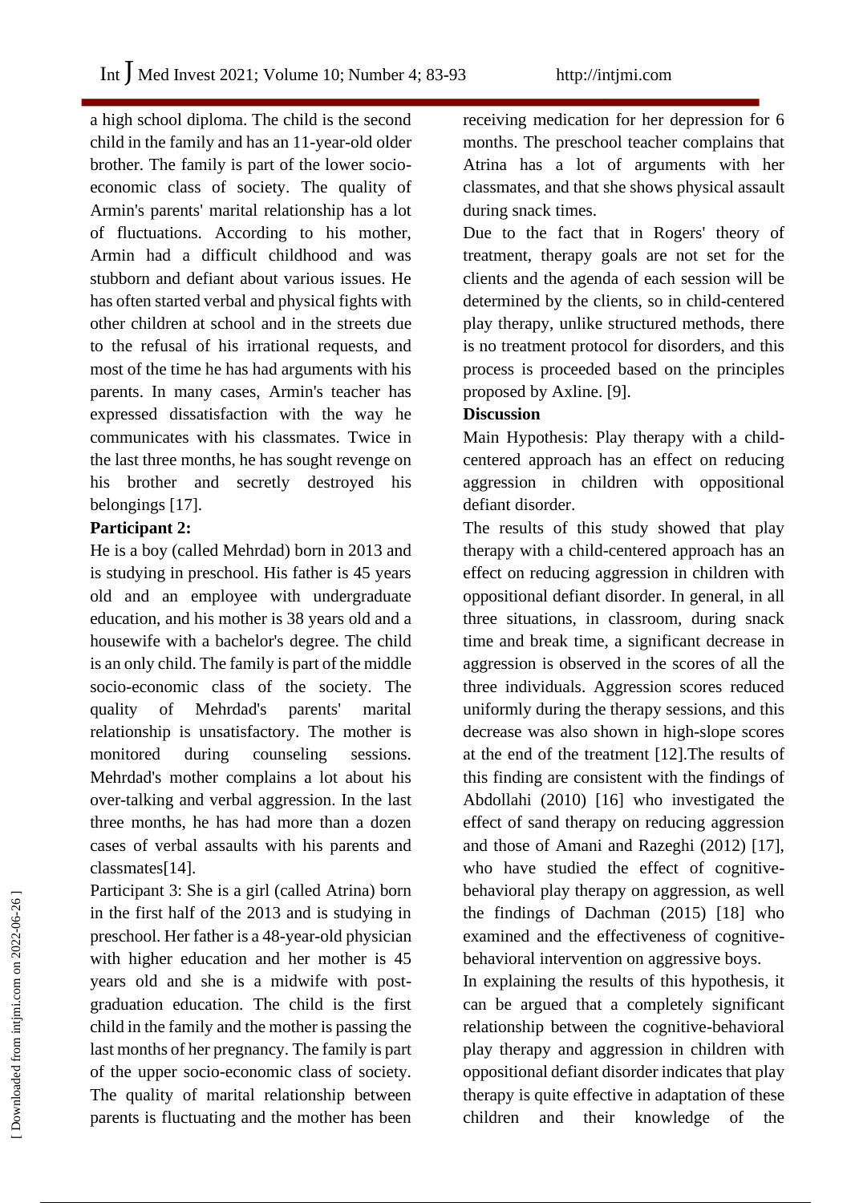a high school diploma. The child is the second child in the family and has an 11-year-old older brother. The family is part of the lower socio-economic class of society. The quality of Armin's parents' marital relationship has a lot of fluctuations. According to his mother, Armin had a difficult childhood and was stubborn and defiant about various issues. He has often started verbal and physical fights with other children at school and in the streets due to the refusal of his irrational requests, and most of the time he has had arguments with his parents. In many cases, Armin's teacher has expressed dissatisfaction with the way he communicates with his classmates. Twice in the last three months, he has sought revenge on his brother and secretly destroyed his belongings [17].

**Participant 2:**

He is a boy (called Mehrdad) born in 2013 and is studying in preschool. His father is 45 years old and an employee with undergraduate education, and his mother is 38 years old and a housewife with a bachelor's degree. The child is an only child. The family is part of the middle socio-economic class of the society. The quality of Mehrdad's parents' marital relationship is unsatisfactory. The mother is monitored during counseling sessions. Mehrdad's mother complains a lot about his over-talking and verbal aggression. In the last three months, he has had more than a dozen cases of verbal assaults with his parents and classmates[14].

Participant 3: She is a girl (called Atrina) born in the first half of the 2013 and is studying in preschool. Her father is a 48-year-old physician with higher education and her mother is 45 years old and she is a midwife with post-graduation education. The child is the first child in the family and the mother is passing the last months of her pregnancy. The family is part of the upper socio-economic class of society. The quality of marital relationship between parents is fluctuating and the mother has been receiving medication for her depression for 6 months. The preschool teacher complains that Atrina has a lot of arguments with her classmates, and that she shows physical assault during snack times.

Due to the fact that in Rogers' theory of treatment, therapy goals are not set for the clients and the agenda of each session will be determined by the clients, so in child-centered play therapy, unlike structured methods, there is no treatment protocol for disorders, and this process is proceeded based on the principles proposed by Axline. [9].

**Discussion**

Main Hypothesis: Play therapy with a child-centered approach has an effect on reducing aggression in children with oppositional defiant disorder.

The results of this study showed that play therapy with a child-centered approach has an effect on reducing aggression in children with oppositional defiant disorder. In general, in all three situations, in classroom, during snack time and break time, a significant decrease in aggression is observed in the scores of all the three individuals. Aggression scores reduced uniformly during the therapy sessions, and this decrease was also shown in high-slope scores at the end of the treatment [12].The results of this finding are consistent with the findings of Abdollahi (2010) [16] who investigated the effect of sand therapy on reducing aggression and those of Amani and Razeghi (2012) [17], who have studied the effect of cognitive-behavioral play therapy on aggression, as well the findings of Dachman (2015) [18] who examined and the effectiveness of cognitive-behavioral intervention on aggressive boys.

In explaining the results of this hypothesis, it can be argued that a completely significant relationship between the cognitive-behavioral play therapy and aggression in children with oppositional defiant disorder indicates that play therapy is quite effective in adaptation of these children and their knowledge of the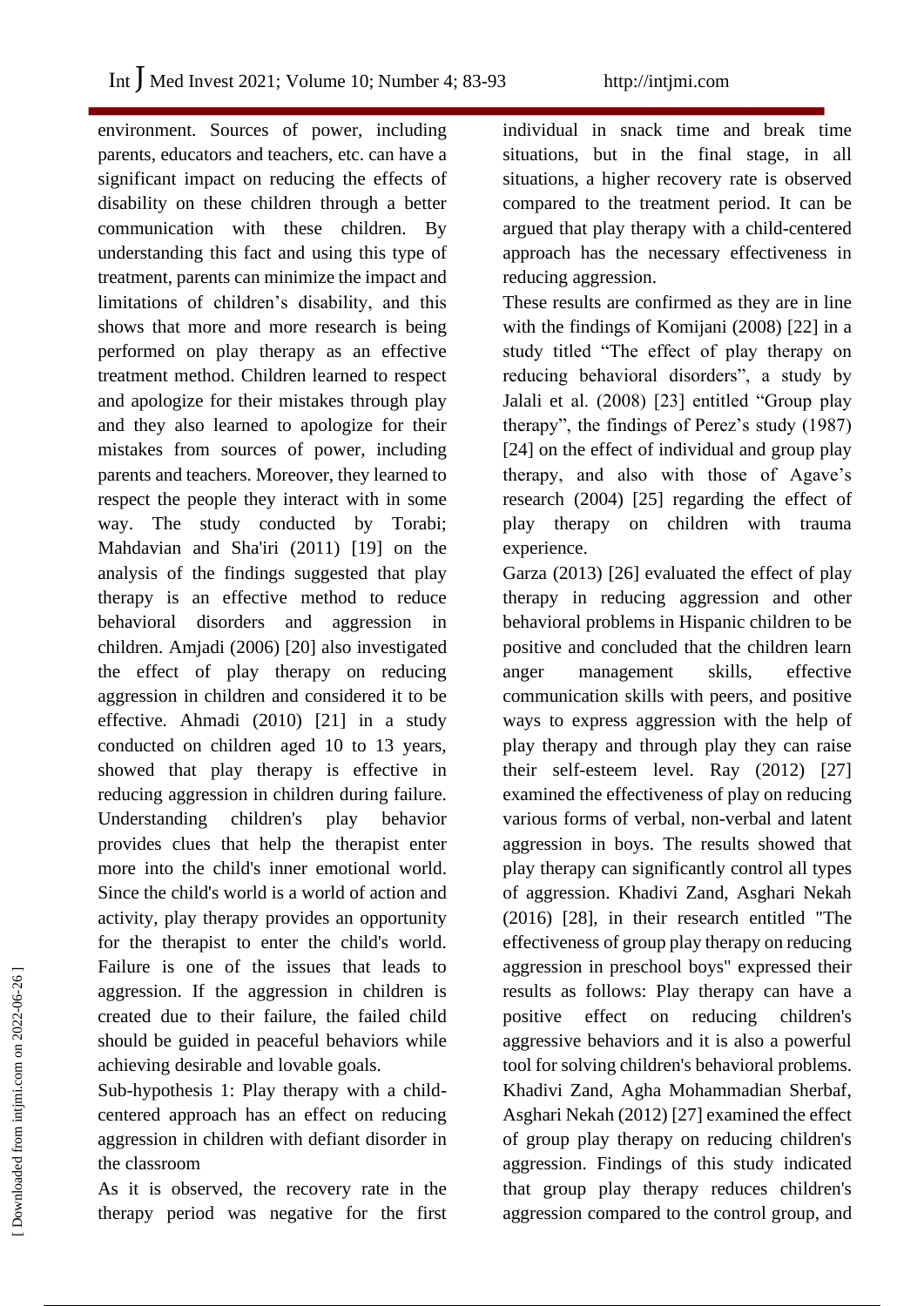environment. Sources of power, including parents, educators and teachers, etc. can have a significant impact on reducing the effects of disability on these children through a better communication with these children. By understanding this fact and using this type of treatment, parents can minimize the impact and limitations of children's disability, and this shows that more and more research is being performed on play therapy as an effective treatment method. Children learned to respect and apologize for their mistakes through play and they also learned to apologize for their mistakes from sources of power, including parents and teachers. Moreover, they learned to respect the people they interact with in some way. The study conducted by Torabi; Mahdavian and Sha'iri (2011) [19] on the analysis of the findings suggested that play therapy is an effective method to reduce behavioral disorders and aggression in children. Amjadi (2006) [20] also investigated the effect of play therapy on reducing aggression in children and considered it to be effective. Ahmadi (2010) [21] in a study conducted on children aged 10 to 13 years, showed that play therapy is effective in reducing aggression in children during failure. Understanding children's play behavior provides clues that help the therapist enter more into the child's inner emotional world. Since the child's world is a world of action and activity, play therapy provides an opportunity for the therapist to enter the child's world. Failure is one of the issues that leads to aggression. If the aggression in children is created due to their failure, the failed child should be guided in peaceful behaviors while achieving desirable and lovable goals.

Sub-hypothesis 1: Play therapy with a child-centered approach has an effect on reducing aggression in children with defiant disorder in the classroom

As it is observed, the recovery rate in the therapy period was negative for the first individual in snack time and break time situations, but in the final stage, in all situations, a higher recovery rate is observed compared to the treatment period. It can be argued that play therapy with a child-centered approach has the necessary effectiveness in reducing aggression.

These results are confirmed as they are in line with the findings of Komijani (2008) [22] in a study titled "The effect of play therapy on reducing behavioral disorders", a study by Jalali et al. (2008) [23] entitled "Group play therapy", the findings of Perez's study (1987) [24] on the effect of individual and group play therapy, and also with those of Agave's research (2004) [25] regarding the effect of play therapy on children with trauma experience.

Garza (2013) [26] evaluated the effect of play therapy in reducing aggression and other behavioral problems in Hispanic children to be positive and concluded that the children learn anger management skills, effective communication skills with peers, and positive ways to express aggression with the help of play therapy and through play they can raise their self-esteem level. Ray (2012) [27] examined the effectiveness of play on reducing various forms of verbal, non-verbal and latent aggression in boys. The results showed that play therapy can significantly control all types of aggression. Khadivi Zand, Asghari Nekah (2016) [28], in their research entitled "The effectiveness of group play therapy on reducing aggression in preschool boys" expressed their results as follows: Play therapy can have a positive effect on reducing children's aggressive behaviors and it is also a powerful tool for solving children's behavioral problems. Khadivi Zand, Agha Mohammadian Sherbaf, Asghari Nekah (2012) [27] examined the effect of group play therapy on reducing children's aggression. Findings of this study indicated that group play therapy reduces children's aggression compared to the control group, and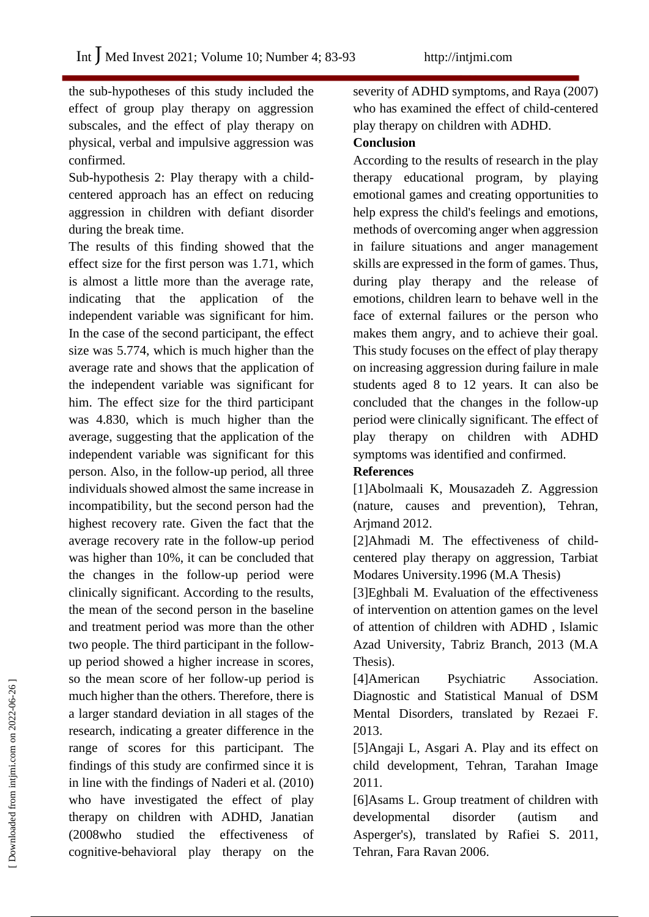the sub-hypotheses of this study included the effect of group play therapy on aggression subscales, and the effect of play therapy on physical, verbal and impulsive aggression was confirmed.

Sub-hypothesis 2: Play therapy with a child-centered approach has an effect on reducing aggression in children with defiant disorder during the break time.

The results of this finding showed that the effect size for the first person was 1.71, which is almost a little more than the average rate, indicating that the application of the independent variable was significant for him. In the case of the second participant, the effect size was 5.774, which is much higher than the average rate and shows that the application of the independent variable was significant for him. The effect size for the third participant was 4.830, which is much higher than the average, suggesting that the application of the independent variable was significant for this person. Also, in the follow-up period, all three individuals showed almost the same increase in incompatibility, but the second person had the highest recovery rate. Given the fact that the average recovery rate in the follow-up period was higher than 10%, it can be concluded that the changes in the follow-up period were clinically significant. According to the results, the mean of the second person in the baseline and treatment period was more than the other two people. The third participant in the follow-up period showed a higher increase in scores, so the mean score of her follow-up period is much higher than the others. Therefore, there is a larger standard deviation in all stages of the research, indicating a greater difference in the range of scores for this participant. The findings of this study are confirmed since it is in line with the findings of Naderi et al. (2010) who have investigated the effect of play therapy on children with ADHD, Janatian (2008who studied the effectiveness of cognitive-behavioral play therapy on the severity of ADHD symptoms, and Raya (2007) who has examined the effect of child-centered play therapy on children with ADHD.

**Conclusion**

According to the results of research in the play therapy educational program, by playing emotional games and creating opportunities to help express the child's feelings and emotions, methods of overcoming anger when aggression in failure situations and anger management skills are expressed in the form of games. Thus, during play therapy and the release of emotions, children learn to behave well in the face of external failures or the person who makes them angry, and to achieve their goal. This study focuses on the effect of play therapy on increasing aggression during failure in male students aged 8 to 12 years. It can also be concluded that the changes in the follow-up period were clinically significant. The effect of play therapy on children with ADHD symptoms was identified and confirmed.

**References**

[1]Abolmaali K, Mousazadeh Z. Aggression (nature, causes and prevention), Tehran, Arjmand 2012.

[2]Ahmadi M. The effectiveness of child-centered play therapy on aggression, Tarbiat Modares University.1996 (M.A Thesis)

[3]Eghbali M. Evaluation of the effectiveness of intervention on attention games on the level of attention of children with ADHD , Islamic Azad University, Tabriz Branch, 2013 (M.A Thesis).

[4]American Psychiatric Association. Diagnostic and Statistical Manual of DSM Mental Disorders, translated by Rezaei F. 2013.

[5]Angaji L, Asgari A. Play and its effect on child development, Tehran, Tarahan Image 2011.

[6]Asams L. Group treatment of children with developmental disorder (autism and Asperger's), translated by Rafiei S. 2011, Tehran, Fara Ravan 2006.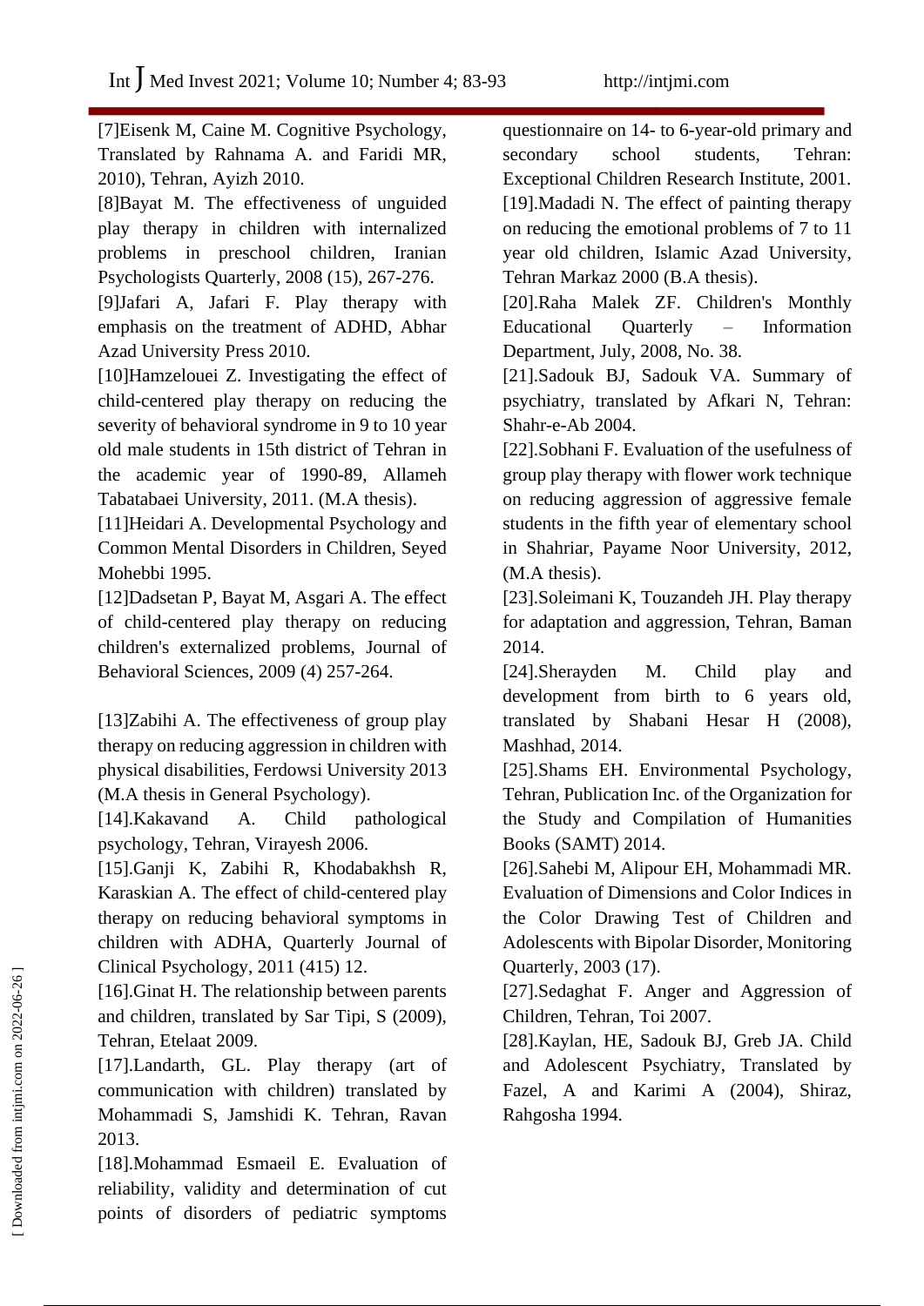[7]Eisenk M, Caine M. Cognitive Psychology, Translated by Rahnama A. and Faridi MR, 2010), Tehran, Ayizh 2010.

[8]Bayat M. The effectiveness of unguided play therapy in children with internalized problems in preschool children, Iranian Psychologists Quarterly, 2008 (15), 267-276.

[9]Jafari A, Jafari F. Play therapy with emphasis on the treatment of ADHD, Abhar Azad University Press 2010.

[10]Hamzelouei Z. Investigating the effect of child-centered play therapy on reducing the severity of behavioral syndrome in 9 to 10 year old male students in 15th district of Tehran in the academic year of 1990-89, Allameh Tabatabaei University, 2011. (M.A thesis).

[11]Heidari A. Developmental Psychology and Common Mental Disorders in Children, Seyed Mohebbi 1995.

[12]Dadsetan P, Bayat M, Asgari A. The effect of child-centered play therapy on reducing children's externalized problems, Journal of Behavioral Sciences, 2009 (4) 257-264.

[13]Zabihi A. The effectiveness of group play therapy on reducing aggression in children with physical disabilities, Ferdowsi University 2013 (M.A thesis in General Psychology).

[14].Kakavand A. Child pathological psychology, Tehran, Virayesh 2006.

[15].Ganji K, Zabihi R, Khodabakhsh R, Karaskian A. The effect of child-centered play therapy on reducing behavioral symptoms in children with ADHA, Quarterly Journal of Clinical Psychology, 2011 (415) 12.

[16].Ginat H. The relationship between parents and children, translated by Sar Tipi, S (2009), Tehran, Etelaat 2009.

[17].Landarth, GL. Play therapy (art of communication with children) translated by Mohammadi S, Jamshidi K. Tehran, Ravan 2013.

[18].Mohammad Esmaeil E. Evaluation of reliability, validity and determination of cut points of disorders of pediatric symptoms questionnaire on 14- to 6-year-old primary and secondary school students, Tehran: Exceptional Children Research Institute, 2001.

[19].Madadi N. The effect of painting therapy on reducing the emotional problems of 7 to 11 year old children, Islamic Azad University, Tehran Markaz 2000 (B.A thesis).

[20].Raha Malek ZF. Children's Monthly Educational Quarterly – Information Department, July, 2008, No. 38.

[21].Sadouk BJ, Sadouk VA. Summary of psychiatry, translated by Afkari N, Tehran: Shahr-e-Ab 2004.

[22].Sobhani F. Evaluation of the usefulness of group play therapy with flower work technique on reducing aggression of aggressive female students in the fifth year of elementary school in Shahriar, Payame Noor University, 2012, (M.A thesis).

[23].Soleimani K, Touzandeh JH. Play therapy for adaptation and aggression, Tehran, Baman 2014.

[24].Sherayden M. Child play and development from birth to 6 years old, translated by Shabani Hesar H (2008), Mashhad, 2014.

[25].Shams EH. Environmental Psychology, Tehran, Publication Inc. of the Organization for the Study and Compilation of Humanities Books (SAMT) 2014.

[26].Sahebi M, Alipour EH, Mohammadi MR. Evaluation of Dimensions and Color Indices in the Color Drawing Test of Children and Adolescents with Bipolar Disorder, Monitoring Quarterly, 2003 (17).

[27].Sedaghat F. Anger and Aggression of Children, Tehran, Toi 2007.

[28].Kaylan, HE, Sadouk BJ, Greb JA. Child and Adolescent Psychiatry, Translated by Fazel, A and Karimi A (2004), Shiraz, Rahgosha 1994.